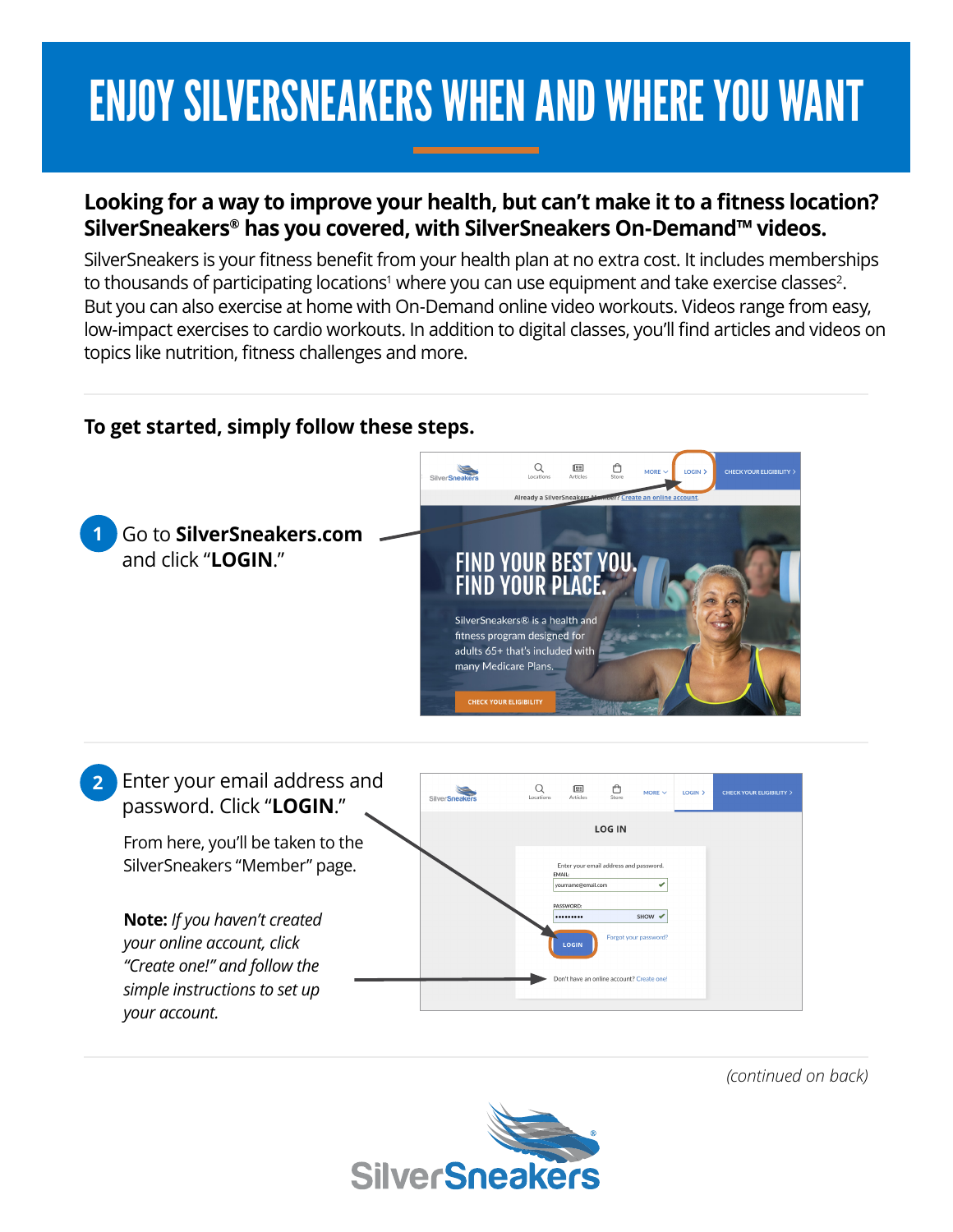# ENJOY SILVERSNEAKERS WHEN AND WHERE YOU WANT

**Looking for a way to improve your health, but can't make it to a fitness location? SilverSneakers® has you covered, with SilverSneakers On-Demand™ videos.**

SilverSneakers is your fitness benefit from your health plan at no extra cost. It includes memberships to thousands of participating locations[1] where you can use equipment and take exercise classes[2]. But you can also exercise at home with On-Demand online video workouts. Videos range from easy, low-impact exercises to cardio workouts. In addition to digital classes, you'll find articles and videos on topics like nutrition, fitness challenges and more.

**To get started, simply follow these steps.**

1. Go to **SilverSneakers.com** and click "**LOGIN**."

2. Enter your email address and password. Click "**LOGIN**."

   From here, you'll be taken to the SilverSneakers "Member" page.

   **Note:** *If you haven't created your online account, click "Create one!" and follow the simple instructions to set up your account.*

*(continued on back)*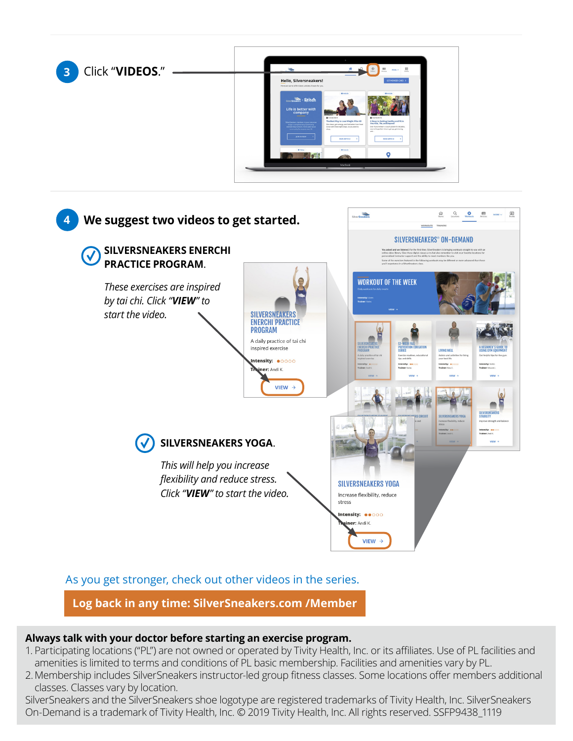**3** Click "**VIDEOS**."

**4** **We suggest two videos to get started.**

**SILVERSNEAKERS ENERCHI PRACTICE PROGRAM.**

*These exercises are inspired by tai chi. Click "**VIEW**" to start the video.*

SILVERSNEAKERS ENERCHI PRACTICE PROGRAM

A daily practice of tai chi inspired exercise

**Intensity:**

**Trainer:** Andi K.

VIEW →

**SILVERSNEAKERS YOGA.**

*This will help you increase flexibility and reduce stress. Click "**VIEW**" to start the video.*

SILVERSNEAKERS YOGA

Increase flexibility, reduce stress

**Intensity:**

**Trainer:** Andi K.

VIEW →

As you get stronger, check out other videos in the series.

**Log back in any time: SilverSneakers.com /Member**

**Always talk with your doctor before starting an exercise program.**

1. Participating locations ("PL") are not owned or operated by Tivity Health, Inc. or its affiliates. Use of PL facilities and amenities is limited to terms and conditions of PL basic membership. Facilities and amenities vary by PL.
2. Membership includes SilverSneakers instructor-led group fitness classes. Some locations offer members additional classes. Classes vary by location.

SilverSneakers and the SilverSneakers shoe logotype are registered trademarks of Tivity Health, Inc. SilverSneakers On-Demand is a trademark of Tivity Health, Inc. © 2019 Tivity Health, Inc. All rights reserved. SSFP9438_1119